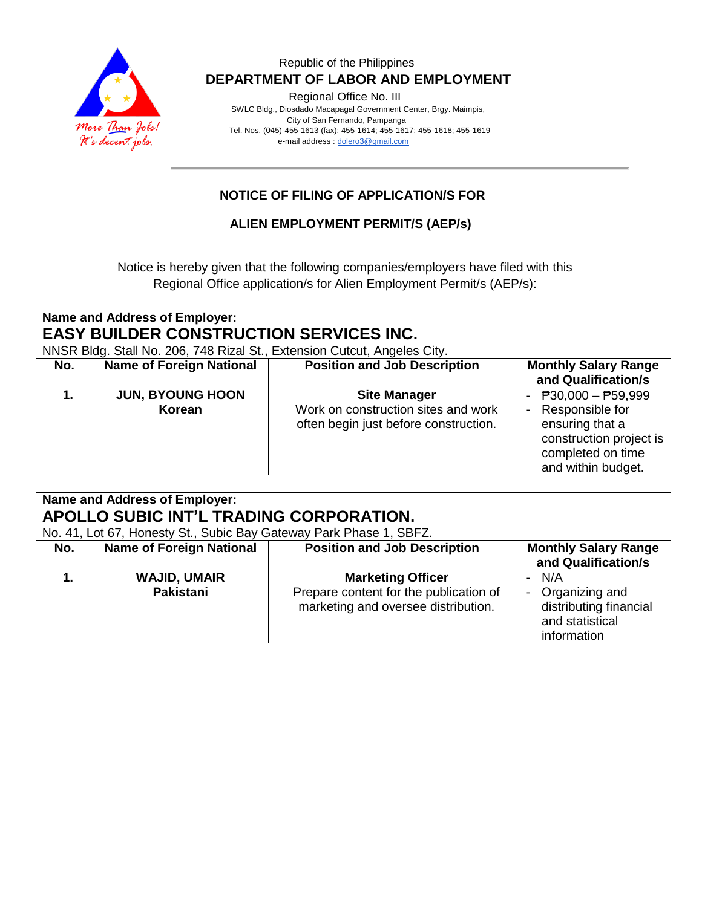Republic of the Philippines

**DEPARTMENT OF LABOR AND EMPLOYMENT**

Regional Office No. III

SWLC Bldg., Diosdado Macapagal Government Center, Brgy. Maimpis, City of San Fernando, Pampanga

Tel. Nos. (045)-455-1613 (fax): 455-1614; 455-1617; 455-1618; 455-1619

e-mail address : dolero3@gmail.com

## NOTICE OF FILING OF APPLICATION/S FOR

## ALIEN EMPLOYMENT PERMIT/S (AEP/s)

Notice is hereby given that the following companies/employers have filed with this Regional Office application/s for Alien Employment Permit/s (AEP/s):

**Name and Address of Employer:**
**EASY BUILDER CONSTRUCTION SERVICES INC.**
NNSR Bldg. Stall No. 206, 748 Rizal St., Extension Cutcut, Angeles City.

| No. | Name of Foreign National | Position and Job Description | Monthly Salary Range and Qualification/s |
|---|---|---|---|
| **1.** | **JUN, BYOUNG HOON**<br>**Korean** | **Site Manager**<br>Work on construction sites and work often begin just before construction. | - ₱30,000 – ₱59,999<br>- Responsible for ensuring that a construction project is completed on time and within budget. |

**Name and Address of Employer:**
**APOLLO SUBIC INT'L TRADING CORPORATION.**
No. 41, Lot 67, Honesty St., Subic Bay Gateway Park Phase 1, SBFZ.

| No. | Name of Foreign National | Position and Job Description | Monthly Salary Range and Qualification/s |
|---|---|---|---|
| **1.** | **WAJID, UMAIR**<br>**Pakistani** | **Marketing Officer**<br>Prepare content for the publication of marketing and oversee distribution. | - N/A<br>- Organizing and distributing financial and statistical information |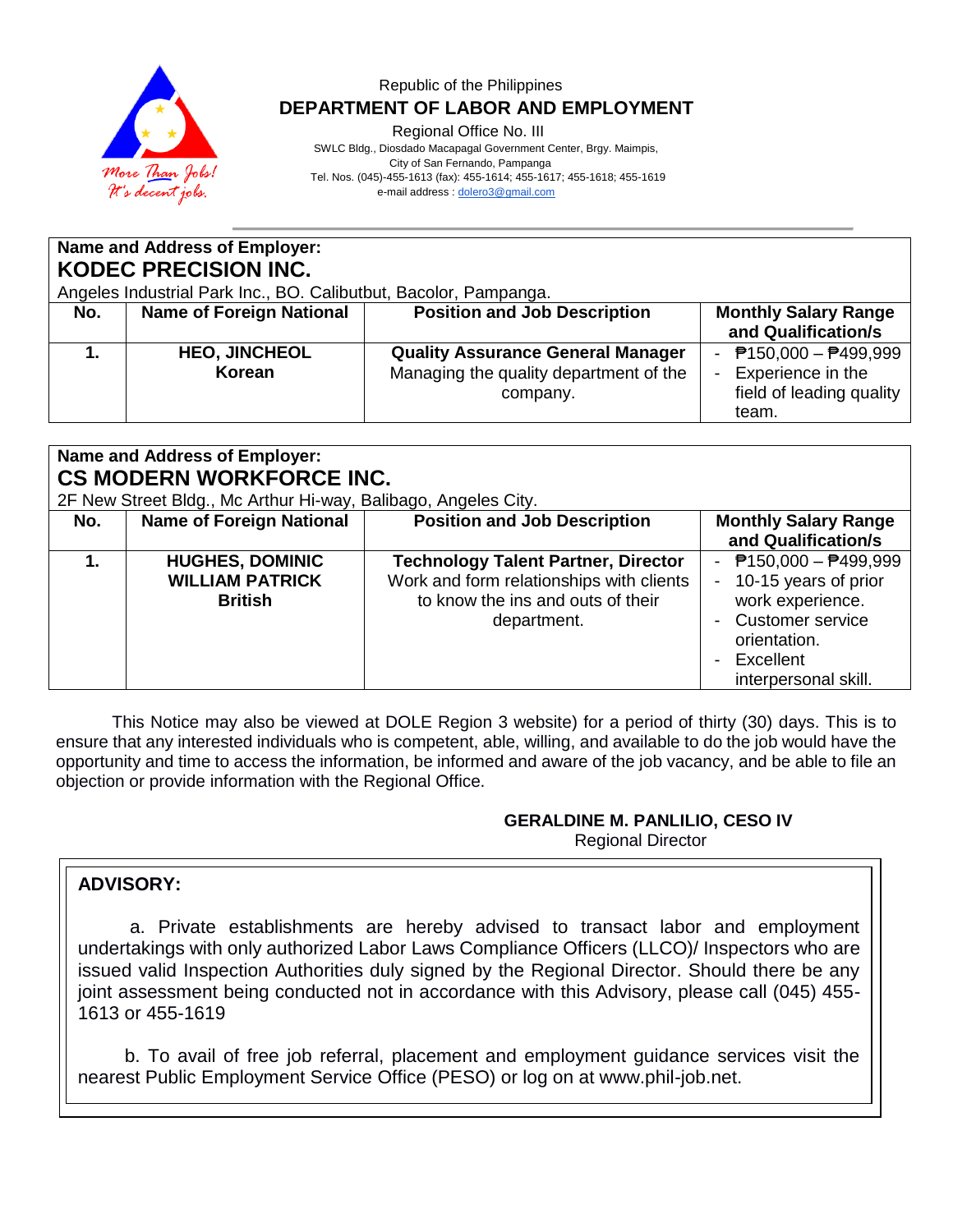Republic of the Philippines

**DEPARTMENT OF LABOR AND EMPLOYMENT**

Regional Office No. III

SWLC Bldg., Diosdado Macapagal Government Center, Brgy. Maimpis,
City of San Fernando, Pampanga
Tel. Nos. (045)-455-1613 (fax): 455-1614; 455-1617; 455-1618; 455-1619
e-mail address : dolero3@gmail.com

**Name and Address of Employer:**
**KODEC PRECISION INC.**
Angeles Industrial Park Inc., BO. Calibutbut, Bacolor, Pampanga.

| No. | Name of Foreign National | Position and Job Description | Monthly Salary Range and Qualification/s |
|---|---|---|---|
| **1.** | **HEO, JINCHEOL**<br>**Korean** | **Quality Assurance General Manager**<br>Managing the quality department of the company. | - ₱150,000 – ₱499,999<br>- Experience in the field of leading quality team. |

**Name and Address of Employer:**
**CS MODERN WORKFORCE INC.**
2F New Street Bldg., Mc Arthur Hi-way, Balibago, Angeles City.

| No. | Name of Foreign National | Position and Job Description | Monthly Salary Range and Qualification/s |
|---|---|---|---|
| **1.** | **HUGHES, DOMINIC WILLIAM PATRICK**<br>**British** | **Technology Talent Partner, Director**<br>Work and form relationships with clients to know the ins and outs of their department. | - ₱150,000 – ₱499,999<br>- 10-15 years of prior work experience.<br>- Customer service orientation.<br>- Excellent interpersonal skill. |

This Notice may also be viewed at DOLE Region 3 website) for a period of thirty (30) days. This is to ensure that any interested individuals who is competent, able, willing, and available to do the job would have the opportunity and time to access the information, be informed and aware of the job vacancy, and be able to file an objection or provide information with the Regional Office.

**GERALDINE M. PANLILIO, CESO IV**
Regional Director

**ADVISORY:**

a. Private establishments are hereby advised to transact labor and employment undertakings with only authorized Labor Laws Compliance Officers (LLCO)/ Inspectors who are issued valid Inspection Authorities duly signed by the Regional Director. Should there be any joint assessment being conducted not in accordance with this Advisory, please call (045) 455-1613 or 455-1619

b. To avail of free job referral, placement and employment guidance services visit the nearest Public Employment Service Office (PESO) or log on at www.phil-job.net.